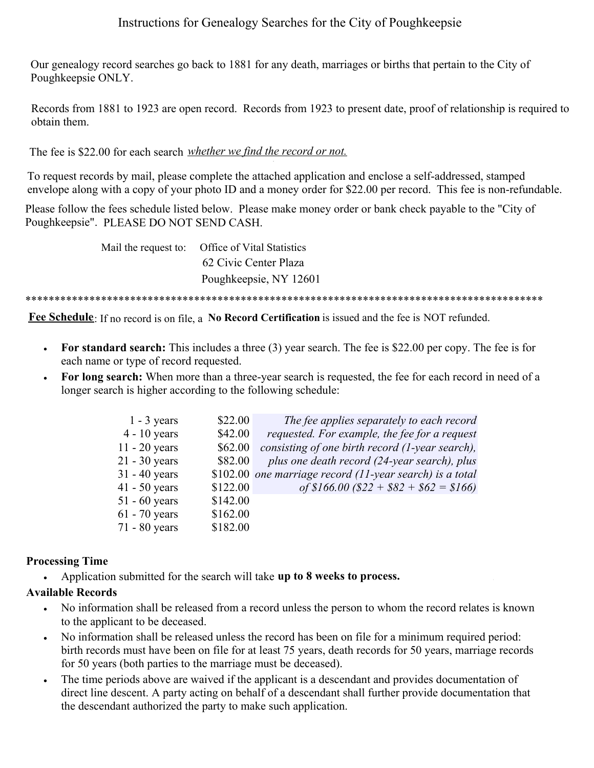# Instructions for Genealogy Searches for the City of Poughkeepsie

Our genealogy record searches go back to 1881 for any death, marriages or births that pertain to the City of Poughkeepsie ONLY.

Records from 1881 to 1923 are open record. Records from 1923 to present date, proof of relationship is required to obtain them.

The fee is $22.00 for each search *whether we find the record or not.*

To request records by mail, please complete the attached application and enclose a self-addressed, stamped envelope along with a copy of your photo ID and a money order for $22.00 per record. This fee is non-refundable.

Please follow the fees schedule listed below. Please make money order or bank check payable to the "City of Poughkeepsie". PLEASE DO NOT SEND CASH.

Mail the request to: Office of Vital Statistics
62 Civic Center Plaza
Poughkeepsie, NY 12601

*****************************************************************************************

**Fee Schedule**: If no record is on file, a **No Record Certification** is issued and the fee is NOT refunded.

- **For standard search:** This includes a three (3) year search. The fee is $22.00 per copy. The fee is for each name or type of record requested.
- **For long search:** When more than a three-year search is requested, the fee for each record in need of a longer search is higher according to the following schedule:

| Years | Fee |
|---|---|
| 1 - 3 years | $22.00 |
| 4 - 10 years | $42.00 |
| 11 - 20 years | $62.00 |
| 21 - 30 years | $82.00 |
| 31 - 40 years | $102.00 |
| 41 - 50 years | $122.00 |
| 51 - 60 years | $142.00 |
| 61 - 70 years | $162.00 |
| 71 - 80 years | $182.00 |

*The fee applies separately to each record requested. For example, the fee for a request consisting of one birth record (1-year search), plus one death record (24-year search), plus one marriage record (11-year search) is a total of $166.00 ($22 + $82 + $62 = $166)*

**Processing Time**

- Application submitted for the search will take **up to 8 weeks to process.**

**Available Records**

- No information shall be released from a record unless the person to whom the record relates is known to the applicant to be deceased.
- No information shall be released unless the record has been on file for a minimum required period: birth records must have been on file for at least 75 years, death records for 50 years, marriage records for 50 years (both parties to the marriage must be deceased).
- The time periods above are waived if the applicant is a descendant and provides documentation of direct line descent. A party acting on behalf of a descendant shall further provide documentation that the descendant authorized the party to make such application.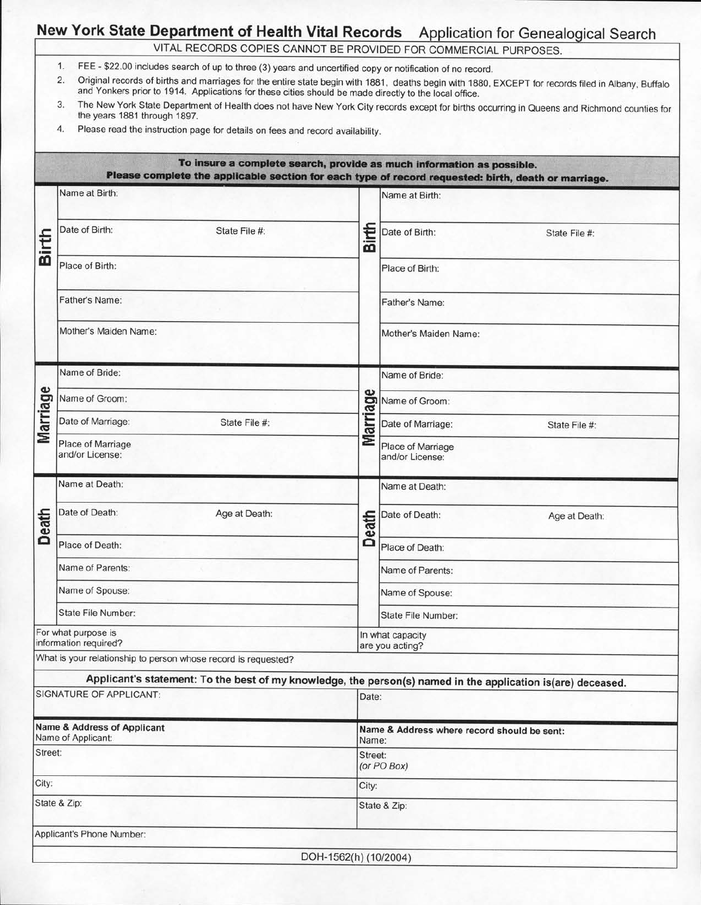# New York State Department of Health Vital Records Application for Genealogical Search

VITAL RECORDS COPIES CANNOT BE PROVIDED FOR COMMERCIAL PURPOSES.

1. FEE - $22.00 includes search of up to three (3) years and uncertified copy or notification of no record.
2. Original records of births and marriages for the entire state begin with 1881, deaths begin with 1880, EXCEPT for records filed in Albany, Buffalo and Yonkers prior to 1914. Applications for these cities should be made directly to the local office.
3. The New York State Department of Health does not have New York City records except for births occurring in Queens and Richmond counties for the years 1881 through 1897.
4. Please read the instruction page for details on fees and record availability.

**To insure a complete search, provide as much information as possible.**
**Please complete the applicable section for each type of record requested: birth, death or marriage.**

| | | | |
|---|---|---|---|
| **Birth** | Name at Birth: | **Birth** | Name at Birth: |
| | Date of Birth: State File #: | | Date of Birth: State File #: |
| | Place of Birth: | | Place of Birth: |
| | Father's Name: | | Father's Name: |
| | Mother's Maiden Name: | | Mother's Maiden Name: |
| **Marriage** | Name of Bride: | **Marriage** | Name of Bride: |
| | Name of Groom: | | Name of Groom: |
| | Date of Marriage: State File #: | | Date of Marriage: State File #: |
| | Place of Marriage and/or License: | | Place of Marriage and/or License: |
| **Death** | Name at Death: | **Death** | Name at Death: |
| | Date of Death: Age at Death: | | Date of Death: Age at Death: |
| | Place of Death: | | Place of Death: |
| | Name of Parents: | | Name of Parents: |
| | Name of Spouse: | | Name of Spouse: |
| | State File Number: | | State File Number: |

| | |
|---|---|
| For what purpose is information required? | In what capacity are you acting? |
| What is your relationship to person whose record is requested? | |

**Applicant's statement: To the best of my knowledge, the person(s) named in the application is(are) deceased.**

| | |
|---|---|
| SIGNATURE OF APPLICANT: | Date: |
| **Name & Address of Applicant** Name of Applicant: | **Name & Address where record should be sent:** Name: |
| Street: | Street: *(or PO Box)* |
| City: | City: |
| State & Zip: | State & Zip: |
| Applicant's Phone Number: | |

DOH-1562(h) (10/2004)